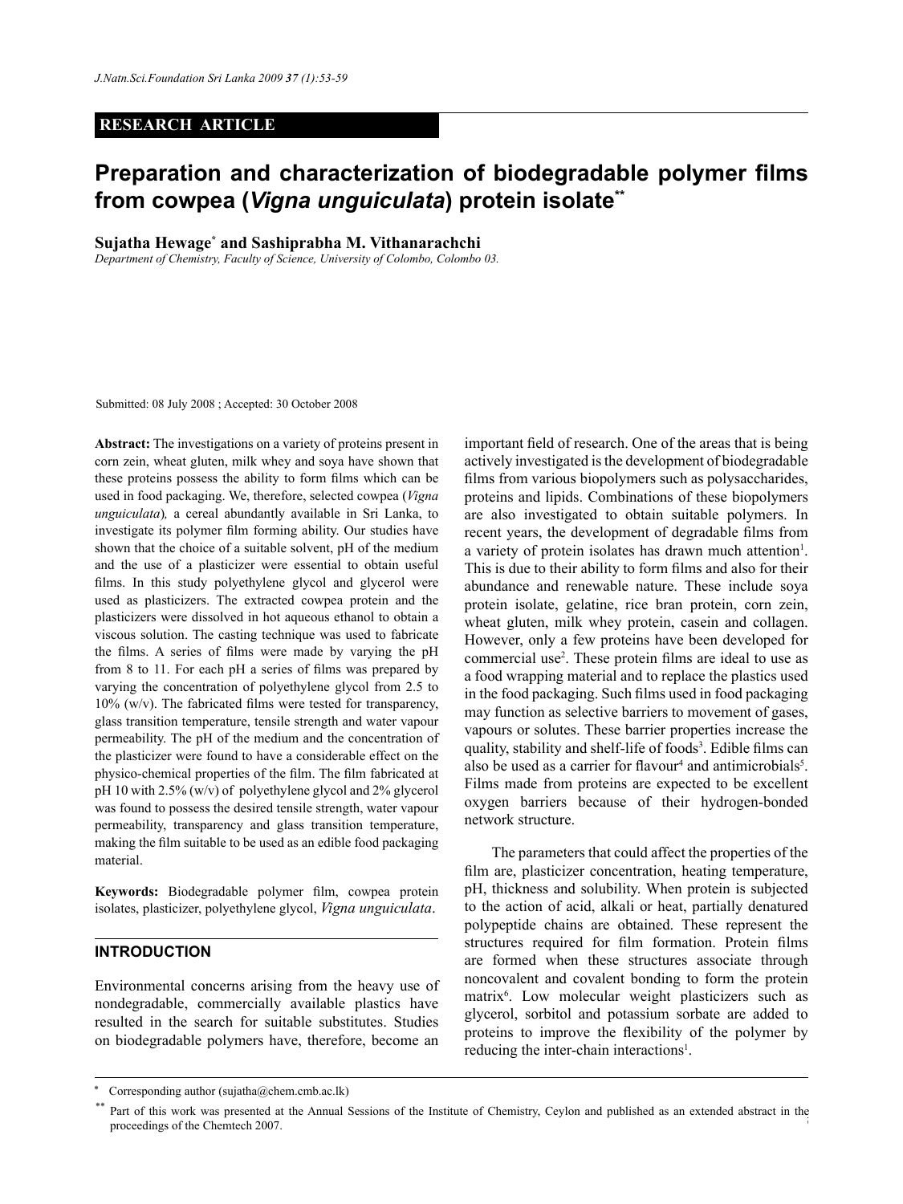RESEARCH ARTICLE

# Preparation and characterization of biodegradable polymer films from cowpea (*Vigna unguiculata*) protein isolate[**]

**Sujatha Hewage[*] and Sashiprabha M. Vithanarachchi**

*Department of Chemistry, Faculty of Science, University of Colombo, Colombo 03.*

Submitted: 08 July 2008 ; Accepted: 30 October 2008

**Abstract:** The investigations on a variety of proteins present in corn zein, wheat gluten, milk whey and soya have shown that these proteins possess the ability to form films which can be used in food packaging. We, therefore, selected cowpea (*Vigna unguiculata*), a cereal abundantly available in Sri Lanka, to investigate its polymer film forming ability. Our studies have shown that the choice of a suitable solvent, pH of the medium and the use of a plasticizer were essential to obtain useful films. In this study polyethylene glycol and glycerol were used as plasticizers. The extracted cowpea protein and the plasticizers were dissolved in hot aqueous ethanol to obtain a viscous solution. The casting technique was used to fabricate the films. A series of films were made by varying the pH from 8 to 11. For each pH a series of films was prepared by varying the concentration of polyethylene glycol from 2.5 to 10% (w/v). The fabricated films were tested for transparency, glass transition temperature, tensile strength and water vapour permeability. The pH of the medium and the concentration of the plasticizer were found to have a considerable effect on the physico-chemical properties of the film. The film fabricated at pH 10 with 2.5% (w/v) of polyethylene glycol and 2% glycerol was found to possess the desired tensile strength, water vapour permeability, transparency and glass transition temperature, making the film suitable to be used as an edible food packaging material.

**Keywords:** Biodegradable polymer film, cowpea protein isolates, plasticizer, polyethylene glycol, *Vigna unguiculata*.

## INTRODUCTION

Environmental concerns arising from the heavy use of nondegradable, commercially available plastics have resulted in the search for suitable substitutes. Studies on biodegradable polymers have, therefore, become an important field of research. One of the areas that is being actively investigated is the development of biodegradable films from various biopolymers such as polysaccharides, proteins and lipids. Combinations of these biopolymers are also investigated to obtain suitable polymers. In recent years, the development of degradable films from a variety of protein isolates has drawn much attention[1]. This is due to their ability to form films and also for their abundance and renewable nature. These include soya protein isolate, gelatine, rice bran protein, corn zein, wheat gluten, milk whey protein, casein and collagen. However, only a few proteins have been developed for commercial use[2]. These protein films are ideal to use as a food wrapping material and to replace the plastics used in the food packaging. Such films used in food packaging may function as selective barriers to movement of gases, vapours or solutes. These barrier properties increase the quality, stability and shelf-life of foods[3]. Edible films can also be used as a carrier for flavour[4] and antimicrobials[5]. Films made from proteins are expected to be excellent oxygen barriers because of their hydrogen-bonded network structure.

The parameters that could affect the properties of the film are, plasticizer concentration, heating temperature, pH, thickness and solubility. When protein is subjected to the action of acid, alkali or heat, partially denatured polypeptide chains are obtained. These represent the structures required for film formation. Protein films are formed when these structures associate through noncovalent and covalent bonding to form the protein matrix[6]. Low molecular weight plasticizers such as glycerol, sorbitol and potassium sorbate are added to proteins to improve the flexibility of the polymer by reducing the inter-chain interactions[1].

[*] Corresponding author (sujatha@chem.cmb.ac.lk)

[**] Part of this work was presented at the Annual Sessions of the Institute of Chemistry, Ceylon and published as an extended abstract in the proceedings of the Chemtech 2007.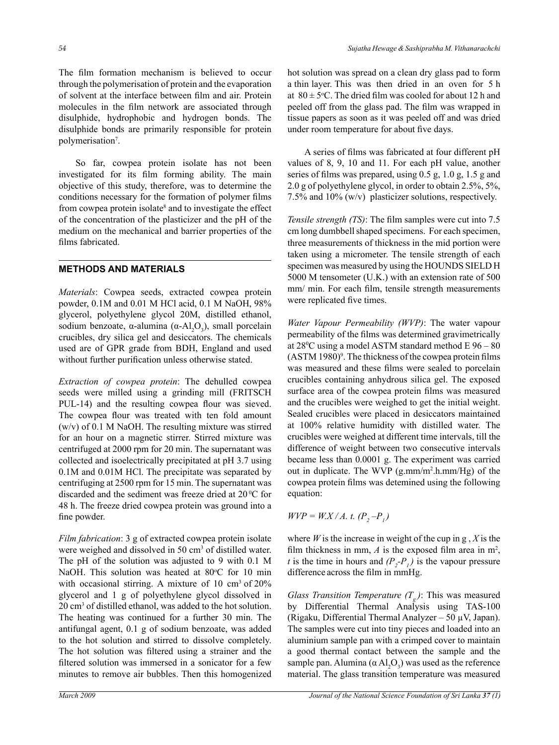The film formation mechanism is believed to occur through the polymerisation of protein and the evaporation of solvent at the interface between film and air. Protein molecules in the film network are associated through disulphide, hydrophobic and hydrogen bonds. The disulphide bonds are primarily responsible for protein polymerisation[7].

So far, cowpea protein isolate has not been investigated for its film forming ability. The main objective of this study, therefore, was to determine the conditions necessary for the formation of polymer films from cowpea protein isolate[8] and to investigate the effect of the concentration of the plasticizer and the pH of the medium on the mechanical and barrier properties of the films fabricated.

## METHODS AND MATERIALS

*Materials*: Cowpea seeds, extracted cowpea protein powder, 0.1M and 0.01 M HCl acid, 0.1 M NaOH, 98% glycerol, polyethylene glycol 20M, distilled ethanol, sodium benzoate, α-alumina ($\alpha$-$Al_2O_3$), small porcelain crucibles, dry silica gel and desiccators. The chemicals used are of GPR grade from BDH, England and used without further purification unless otherwise stated.

*Extraction of cowpea protein*: The dehulled cowpea seeds were milled using a grinding mill (FRITSCH PUL-14) and the resulting cowpea flour was sieved. The cowpea flour was treated with ten fold amount (w/v) of 0.1 M NaOH. The resulting mixture was stirred for an hour on a magnetic stirrer. Stirred mixture was centrifuged at 2000 rpm for 20 min. The supernatant was collected and isoelectrically precipitated at pH 3.7 using 0.1M and 0.01M HCl. The precipitate was separated by centrifuging at 2500 rpm for 15 min. The supernatant was discarded and the sediment was freeze dried at 20 $^0$C for 48 h. The freeze dried cowpea protein was ground into a fine powder.

*Film fabrication*: 3 g of extracted cowpea protein isolate were weighed and dissolved in 50 $cm^3$ of distilled water. The pH of the solution was adjusted to 9 with 0.1 M NaOH. This solution was heated at 80$^o$C for 10 min with occasional stirring. A mixture of 10 $cm^3$ of 20% glycerol and 1 g of polyethylene glycol dissolved in 20 $cm^3$ of distilled ethanol, was added to the hot solution. The heating was continued for a further 30 min. The antifungal agent, 0.1 g of sodium benzoate, was added to the hot solution and stirred to dissolve completely. The hot solution was filtered using a strainer and the filtered solution was immersed in a sonicator for a few minutes to remove air bubbles. Then this homogenized hot solution was spread on a clean dry glass pad to form a thin layer. This was then dried in an oven for 5 h at 80 ± 5$^o$C. The dried film was cooled for about 12 h and peeled off from the glass pad. The film was wrapped in tissue papers as soon as it was peeled off and was dried under room temperature for about five days.

A series of films was fabricated at four different pH values of 8, 9, 10 and 11. For each pH value, another series of films was prepared, using 0.5 g, 1.0 g, 1.5 g and 2.0 g of polyethylene glycol, in order to obtain 2.5%, 5%, 7.5% and 10% (w/v) plasticizer solutions, respectively.

*Tensile strength (TS)*: The film samples were cut into 7.5 cm long dumbbell shaped specimens. For each specimen, three measurements of thickness in the mid portion were taken using a micrometer. The tensile strength of each specimen was measured by using the HOUNDS SIELD H 5000 M tensometer (U.K.) with an extension rate of 500 mm/ min. For each film, tensile strength measurements were replicated five times.

*Water Vapour Permeability (WVP)*: The water vapour permeability of the films was determined gravimetrically at 28$^0$C using a model ASTM standard method E 96 – 80 (ASTM 1980)[9]. The thickness of the cowpea protein films was measured and these films were sealed to porcelain crucibles containing anhydrous silica gel. The exposed surface area of the cowpea protein films was measured and the crucibles were weighed to get the initial weight. Sealed crucibles were placed in desiccators maintained at 100% relative humidity with distilled water. The crucibles were weighed at different time intervals, till the difference of weight between two consecutive intervals became less than 0.0001 g. The experiment was carried out in duplicate. The WVP (g.mm/$m^2$.h.mm/Hg) of the cowpea protein films was detemined using the following equation:

$$WVP = W.X / A.\ t.\ (P_2 - P_1)$$

where $W$ is the increase in weight of the cup in g , $X$ is the film thickness in mm, $A$ is the exposed film area in $m^2$, $t$ is the time in hours and $(P_2$-$P_1)$ is the vapour pressure difference across the film in mmHg.

*Glass Transition Temperature ($T_g$)*: This was measured by Differential Thermal Analysis using TAS-100 (Rigaku, Differential Thermal Analyzer – 50 µV, Japan). The samples were cut into tiny pieces and loaded into an aluminium sample pan with a crimped cover to maintain a good thermal contact between the sample and the sample pan. Alumina ($\alpha\ Al_2O_3$) was used as the reference material. The glass transition temperature was measured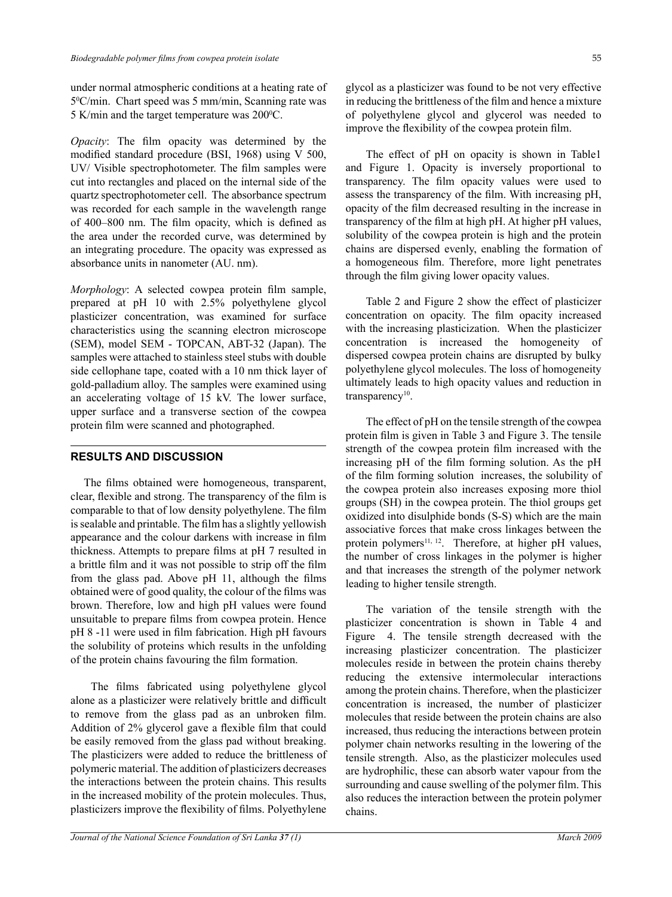under normal atmospheric conditions at a heating rate of $5^0C/min$. Chart speed was 5 mm/min, Scanning rate was 5 K/min and the target temperature was $200^0C$.

*Opacity*: The film opacity was determined by the modified standard procedure (BSI, 1968) using V 500, UV/ Visible spectrophotometer. The film samples were cut into rectangles and placed on the internal side of the quartz spectrophotometer cell. The absorbance spectrum was recorded for each sample in the wavelength range of 400–800 nm. The film opacity, which is defined as the area under the recorded curve, was determined by an integrating procedure. The opacity was expressed as absorbance units in nanometer (AU. nm).

*Morphology*: A selected cowpea protein film sample, prepared at pH 10 with 2.5% polyethylene glycol plasticizer concentration, was examined for surface characteristics using the scanning electron microscope (SEM), model SEM - TOPCAN, ABT-32 (Japan). The samples were attached to stainless steel stubs with double side cellophane tape, coated with a 10 nm thick layer of gold-palladium alloy. The samples were examined using an accelerating voltage of 15 kV. The lower surface, upper surface and a transverse section of the cowpea protein film were scanned and photographed.

## RESULTS AND DISCUSSION

The films obtained were homogeneous, transparent, clear, flexible and strong. The transparency of the film is comparable to that of low density polyethylene. The film is sealable and printable. The film has a slightly yellowish appearance and the colour darkens with increase in film thickness. Attempts to prepare films at pH 7 resulted in a brittle film and it was not possible to strip off the film from the glass pad. Above pH 11, although the films obtained were of good quality, the colour of the films was brown. Therefore, low and high pH values were found unsuitable to prepare films from cowpea protein. Hence pH 8 -11 were used in film fabrication. High pH favours the solubility of proteins which results in the unfolding of the protein chains favouring the film formation.

The films fabricated using polyethylene glycol alone as a plasticizer were relatively brittle and difficult to remove from the glass pad as an unbroken film. Addition of 2% glycerol gave a flexible film that could be easily removed from the glass pad without breaking. The plasticizers were added to reduce the brittleness of polymeric material. The addition of plasticizers decreases the interactions between the protein chains. This results in the increased mobility of the protein molecules. Thus, plasticizers improve the flexibility of films. Polyethylene glycol as a plasticizer was found to be not very effective in reducing the brittleness of the film and hence a mixture of polyethylene glycol and glycerol was needed to improve the flexibility of the cowpea protein film.

The effect of pH on opacity is shown in Table1 and Figure 1. Opacity is inversely proportional to transparency. The film opacity values were used to assess the transparency of the film. With increasing pH, opacity of the film decreased resulting in the increase in transparency of the film at high pH. At higher pH values, solubility of the cowpea protein is high and the protein chains are dispersed evenly, enabling the formation of a homogeneous film. Therefore, more light penetrates through the film giving lower opacity values.

Table 2 and Figure 2 show the effect of plasticizer concentration on opacity. The film opacity increased with the increasing plasticization. When the plasticizer concentration is increased the homogeneity of dispersed cowpea protein chains are disrupted by bulky polyethylene glycol molecules. The loss of homogeneity ultimately leads to high opacity values and reduction in transparency[10].

The effect of pH on the tensile strength of the cowpea protein film is given in Table 3 and Figure 3. The tensile strength of the cowpea protein film increased with the increasing pH of the film forming solution. As the pH of the film forming solution increases, the solubility of the cowpea protein also increases exposing more thiol groups (SH) in the cowpea protein. The thiol groups get oxidized into disulphide bonds (S-S) which are the main associative forces that make cross linkages between the protein polymers[11, 12]. Therefore, at higher pH values, the number of cross linkages in the polymer is higher and that increases the strength of the polymer network leading to higher tensile strength.

The variation of the tensile strength with the plasticizer concentration is shown in Table 4 and Figure 4. The tensile strength decreased with the increasing plasticizer concentration. The plasticizer molecules reside in between the protein chains thereby reducing the extensive intermolecular interactions among the protein chains. Therefore, when the plasticizer concentration is increased, the number of plasticizer molecules that reside between the protein chains are also increased, thus reducing the interactions between protein polymer chain networks resulting in the lowering of the tensile strength. Also, as the plasticizer molecules used are hydrophilic, these can absorb water vapour from the surrounding and cause swelling of the polymer film. This also reduces the interaction between the protein polymer chains.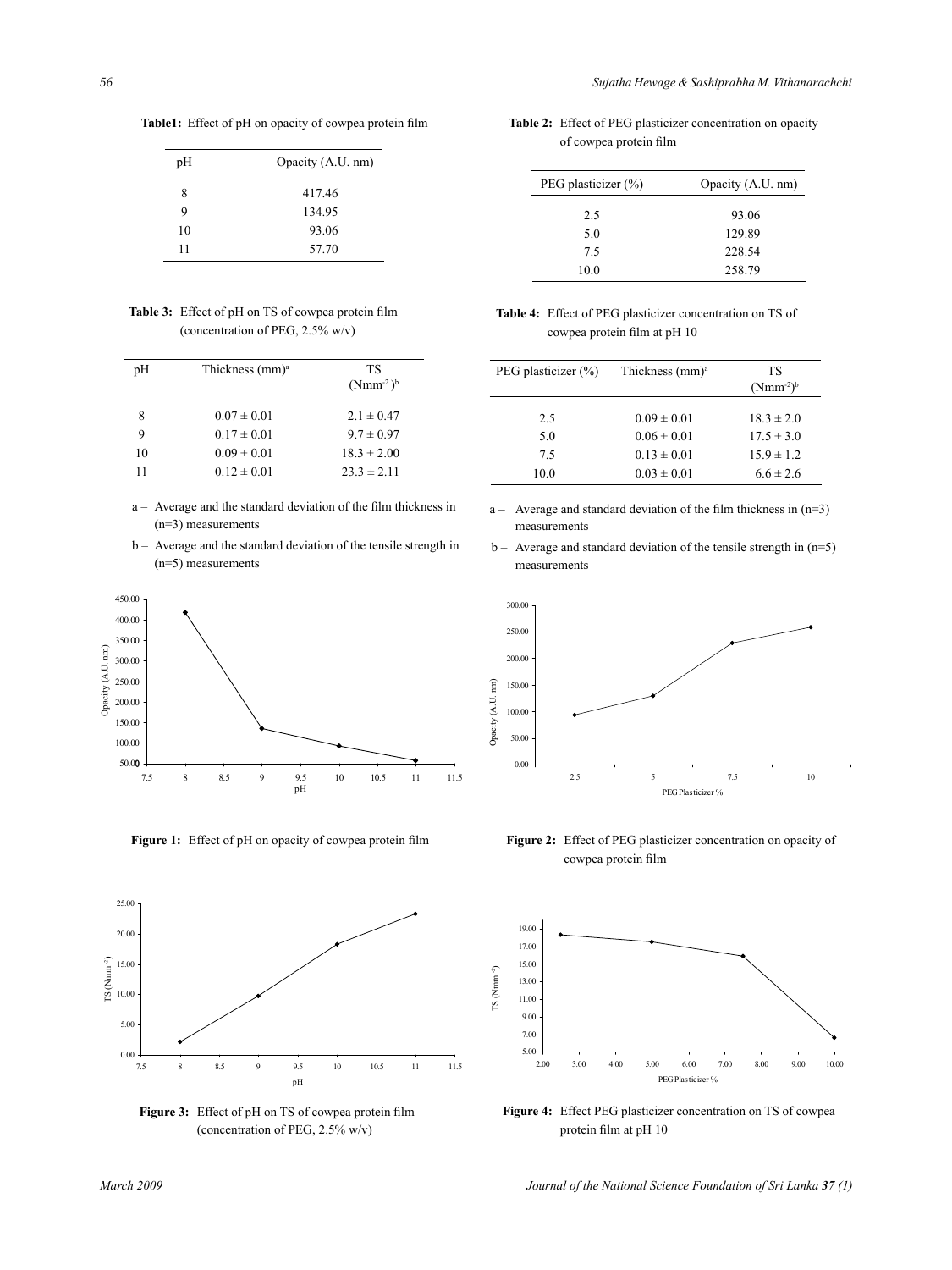**Table1:** Effect of pH on opacity of cowpea protein film

| pH | Opacity (A.U. nm) |
|---|---|
| 8 | 417.46 |
| 9 | 134.95 |
| 10 | 93.06 |
| 11 | 57.70 |

**Table 2:** Effect of PEG plasticizer concentration on opacity of cowpea protein film

| PEG plasticizer (%) | Opacity (A.U. nm) |
|---|---|
| 2.5 | 93.06 |
| 5.0 | 129.89 |
| 7.5 | 228.54 |
| 10.0 | 258.79 |

**Table 3:** Effect of pH on TS of cowpea protein film (concentration of PEG, 2.5% w/v)

| pH | Thickness (mm)[a] | TS ($Nmm^{-2}$)[b] |
|---|---|---|
| 8 | 0.07 ± 0.01 | 2.1 ± 0.47 |
| 9 | 0.17 ± 0.01 | 9.7 ± 0.97 |
| 10 | 0.09 ± 0.01 | 18.3 ± 2.00 |
| 11 | 0.12 ± 0.01 | 23.3 ± 2.11 |

a – Average and the standard deviation of the film thickness in (n=3) measurements

b – Average and the standard deviation of the tensile strength in (n=5) measurements

**Table 4:** Effect of PEG plasticizer concentration on TS of cowpea protein film at pH 10

| PEG plasticizer (%) | Thickness (mm)[a] | TS ($Nmm^{-2}$)[b] |
|---|---|---|
| 2.5 | 0.09 ± 0.01 | 18.3 ± 2.0 |
| 5.0 | 0.06 ± 0.01 | 17.5 ± 3.0 |
| 7.5 | 0.13 ± 0.01 | 15.9 ± 1.2 |
| 10.0 | 0.03 ± 0.01 | 6.6 ± 2.6 |

a – Average and standard deviation of the film thickness in (n=3) measurements

b – Average and standard deviation of the tensile strength in (n=5) measurements

**Figure 1:** Effect of pH on opacity of cowpea protein film

**Figure 2:** Effect of PEG plasticizer concentration on opacity of cowpea protein film

**Figure 3:** Effect of pH on TS of cowpea protein film (concentration of PEG, 2.5% w/v)

**Figure 4:** Effect PEG plasticizer concentration on TS of cowpea protein film at pH 10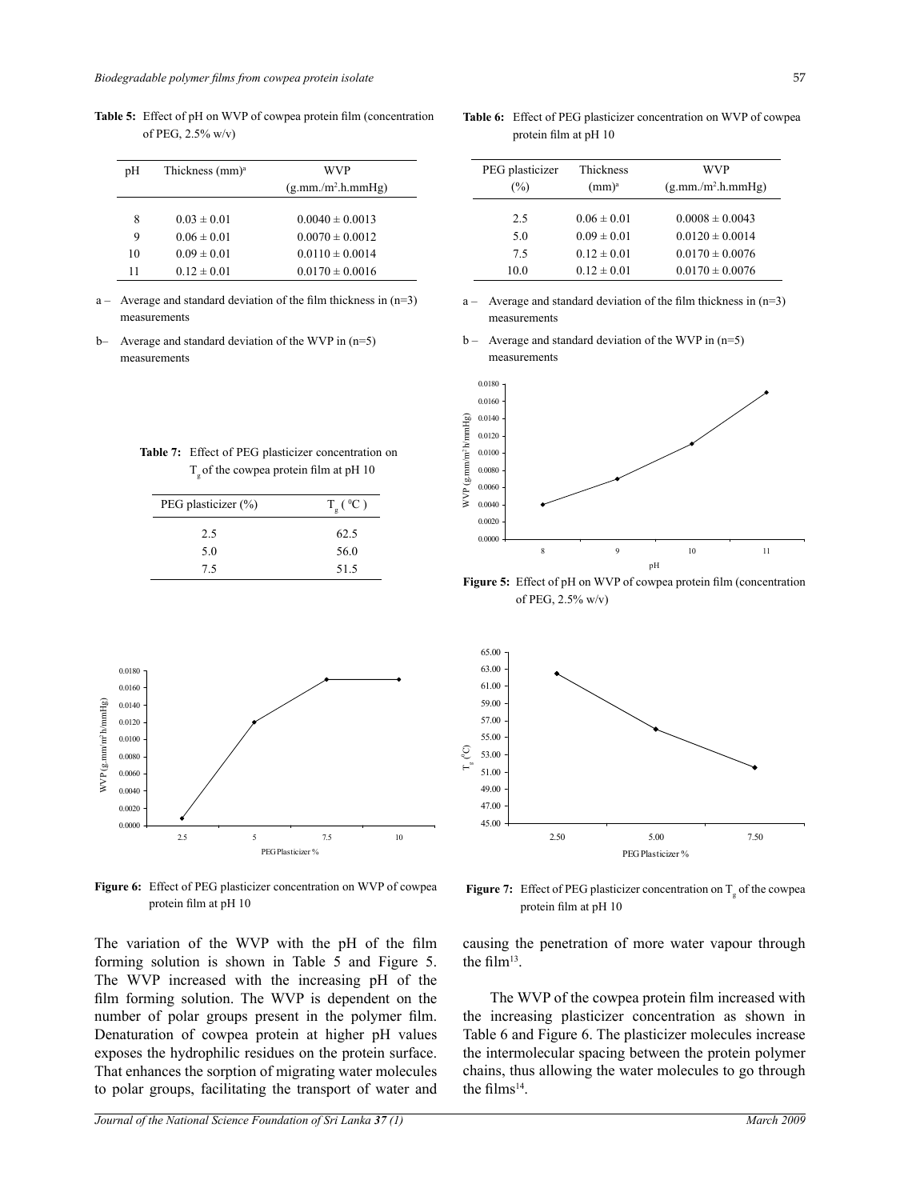**Table 5:** Effect of pH on WVP of cowpea protein film (concentration of PEG, 2.5% w/v)

| pH | Thickness (mm)[a] | WVP ($g.mm./m^2.h.mmHg$) |
|---|---|---|
| 8 | 0.03 ± 0.01 | 0.0040 ± 0.0013 |
| 9 | 0.06 ± 0.01 | 0.0070 ± 0.0012 |
| 10 | 0.09 ± 0.01 | 0.0110 ± 0.0014 |
| 11 | 0.12 ± 0.01 | 0.0170 ± 0.0016 |

a – Average and standard deviation of the film thickness in (n=3) measurements

b– Average and standard deviation of the WVP in (n=5) measurements

**Table 6:** Effect of PEG plasticizer concentration on WVP of cowpea protein film at pH 10

| PEG plasticizer (%) | Thickness (mm)[a] | WVP ($g.mm./m^2.h.mmHg$) |
|---|---|---|
| 2.5 | 0.06 ± 0.01 | 0.0008 ± 0.0043 |
| 5.0 | 0.09 ± 0.01 | 0.0120 ± 0.0014 |
| 7.5 | 0.12 ± 0.01 | 0.0170 ± 0.0076 |
| 10.0 | 0.12 ± 0.01 | 0.0170 ± 0.0076 |

a – Average and standard deviation of the film thickness in (n=3) measurements

b – Average and standard deviation of the WVP in (n=5) measurements

**Table 7:** Effect of PEG plasticizer concentration on $T_g$ of the cowpea protein film at pH 10

| PEG plasticizer (%) | $T_g$ ($^0C$) |
|---|---|
| 2.5 | 62.5 |
| 5.0 | 56.0 |
| 7.5 | 51.5 |

**Figure 5:** Effect of pH on WVP of cowpea protein film (concentration of PEG, 2.5% w/v)

**Figure 6:** Effect of PEG plasticizer concentration on WVP of cowpea protein film at pH 10

**Figure 7:** Effect of PEG plasticizer concentration on $T_g$ of the cowpea protein film at pH 10

The variation of the WVP with the pH of the film forming solution is shown in Table 5 and Figure 5. The WVP increased with the increasing pH of the film forming solution. The WVP is dependent on the number of polar groups present in the polymer film. Denaturation of cowpea protein at higher pH values exposes the hydrophilic residues on the protein surface. That enhances the sorption of migrating water molecules to polar groups, facilitating the transport of water and causing the penetration of more water vapour through the film[13].

The WVP of the cowpea protein film increased with the increasing plasticizer concentration as shown in Table 6 and Figure 6. The plasticizer molecules increase the intermolecular spacing between the protein polymer chains, thus allowing the water molecules to go through the films[14].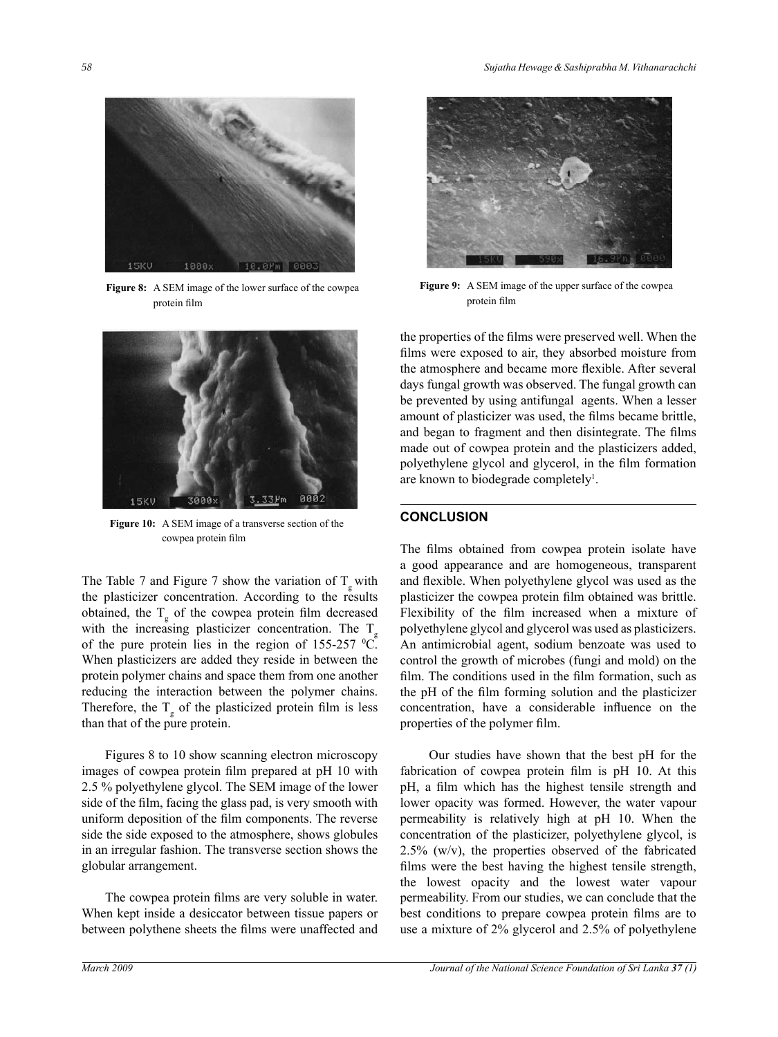Figure 8: A SEM image of the lower surface of the cowpea protein film

Figure 9: A SEM image of the upper surface of the cowpea protein film

Figure 10: A SEM image of a transverse section of the cowpea protein film

The Table 7 and Figure 7 show the variation of $T_g$ with the plasticizer concentration. According to the results obtained, the $T_g$ of the cowpea protein film decreased with the increasing plasticizer concentration. The $T_g$ of the pure protein lies in the region of 155-257 $^0$C. When plasticizers are added they reside in between the protein polymer chains and space them from one another reducing the interaction between the polymer chains. Therefore, the $T_g$ of the plasticized protein film is less than that of the pure protein.

Figures 8 to 10 show scanning electron microscopy images of cowpea protein film prepared at pH 10 with 2.5 % polyethylene glycol. The SEM image of the lower side of the film, facing the glass pad, is very smooth with uniform deposition of the film components. The reverse side the side exposed to the atmosphere, shows globules in an irregular fashion. The transverse section shows the globular arrangement.

The cowpea protein films are very soluble in water. When kept inside a desiccator between tissue papers or between polythene sheets the films were unaffected and the properties of the films were preserved well. When the films were exposed to air, they absorbed moisture from the atmosphere and became more flexible. After several days fungal growth was observed. The fungal growth can be prevented by using antifungal agents. When a lesser amount of plasticizer was used, the films became brittle, and began to fragment and then disintegrate. The films made out of cowpea protein and the plasticizers added, polyethylene glycol and glycerol, in the film formation are known to biodegrade completely[1].

## CONCLUSION

The films obtained from cowpea protein isolate have a good appearance and are homogeneous, transparent and flexible. When polyethylene glycol was used as the plasticizer the cowpea protein film obtained was brittle. Flexibility of the film increased when a mixture of polyethylene glycol and glycerol was used as plasticizers. An antimicrobial agent, sodium benzoate was used to control the growth of microbes (fungi and mold) on the film. The conditions used in the film formation, such as the pH of the film forming solution and the plasticizer concentration, have a considerable influence on the properties of the polymer film.

Our studies have shown that the best pH for the fabrication of cowpea protein film is pH 10. At this pH, a film which has the highest tensile strength and lower opacity was formed. However, the water vapour permeability is relatively high at pH 10. When the concentration of the plasticizer, polyethylene glycol, is 2.5% (w/v), the properties observed of the fabricated films were the best having the highest tensile strength, the lowest opacity and the lowest water vapour permeability. From our studies, we can conclude that the best conditions to prepare cowpea protein films are to use a mixture of 2% glycerol and 2.5% of polyethylene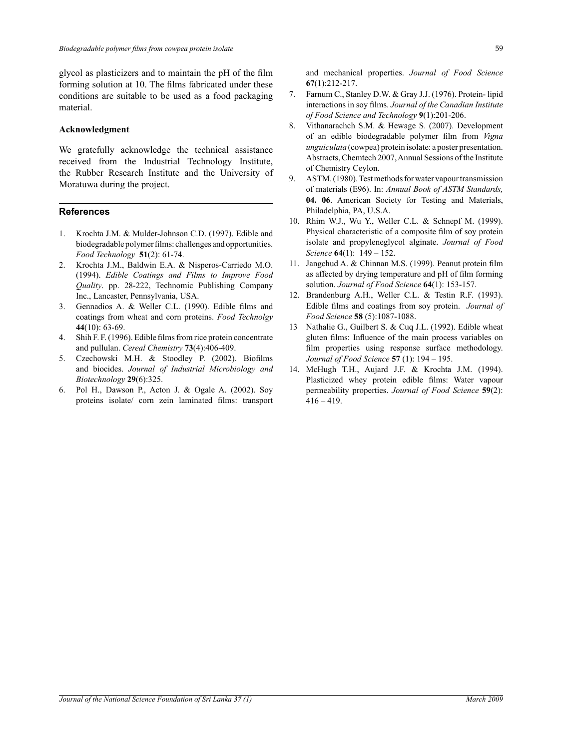glycol as plasticizers and to maintain the pH of the film forming solution at 10. The films fabricated under these conditions are suitable to be used as a food packaging material.

**Acknowledgment**

We gratefully acknowledge the technical assistance received from the Industrial Technology Institute, the Rubber Research Institute and the University of Moratuwa during the project.

## References

1. Krochta J.M. & Mulder-Johnson C.D. (1997). Edible and biodegradable polymer films: challenges and opportunities. *Food Technology* **51**(2): 61-74.
2. Krochta J.M., Baldwin E.A. & Nisperos-Carriedo M.O. (1994). *Edible Coatings and Films to Improve Food Quality*. pp. 28-222, Technomic Publishing Company Inc., Lancaster, Pennsylvania, USA.
3. Gennadios A. & Weller C.L. (1990). Edible films and coatings from wheat and corn proteins. *Food Technolgy* **44**(10): 63-69.
4. Shih F. F. (1996). Edible films from rice protein concentrate and pullulan. *Cereal Chemistry* **73**(4):406-409.
5. Czechowski M.H. & Stoodley P. (2002). Biofilms and biocides. *Journal of Industrial Microbiology and Biotechnology* **29**(6):325.
6. Pol H., Dawson P., Acton J. & Ogale A. (2002). Soy proteins isolate/ corn zein laminated films: transport and mechanical properties. *Journal of Food Science* **67**(1):212-217.
7. Farnum C., Stanley D.W. & Gray J.J. (1976). Protein- lipid interactions in soy films. *Journal of the Canadian Institute of Food Science and Technology* **9**(1):201-206.
8. Vithanarachch S.M. & Hewage S. (2007). Development of an edible biodegradable polymer film from *Vigna unguiculata* (cowpea) protein isolate: a poster presentation. Abstracts, Chemtech 2007, Annual Sessions of the Institute of Chemistry Ceylon.
9. ASTM. (1980). Test methods for water vapour transmission of materials (E96). In: *Annual Book of ASTM Standards,* **04. 06**. American Society for Testing and Materials, Philadelphia, PA, U.S.A.
10. Rhim W.J., Wu Y., Weller C.L. & Schnepf M. (1999). Physical characteristic of a composite film of soy protein isolate and propyleneglycol alginate. *Journal of Food Science* **64**(1): 149 – 152.
11. Jangchud A. & Chinnan M.S. (1999). Peanut protein film as affected by drying temperature and pH of film forming solution. *Journal of Food Science* **64**(1): 153-157.
12. Brandenburg A.H., Weller C.L. & Testin R.F. (1993). Edible films and coatings from soy protein. *Journal of Food Science* **58** (5):1087-1088.
13. Nathalie G., Guilbert S. & Cuq J.L. (1992). Edible wheat gluten films: Influence of the main process variables on film properties using response surface methodology. *Journal of Food Science* **57** (1): 194 – 195.
14. McHugh T.H., Aujard J.F. & Krochta J.M. (1994). Plasticized whey protein edible films: Water vapour permeability properties. *Journal of Food Science* **59**(2): 416 – 419.